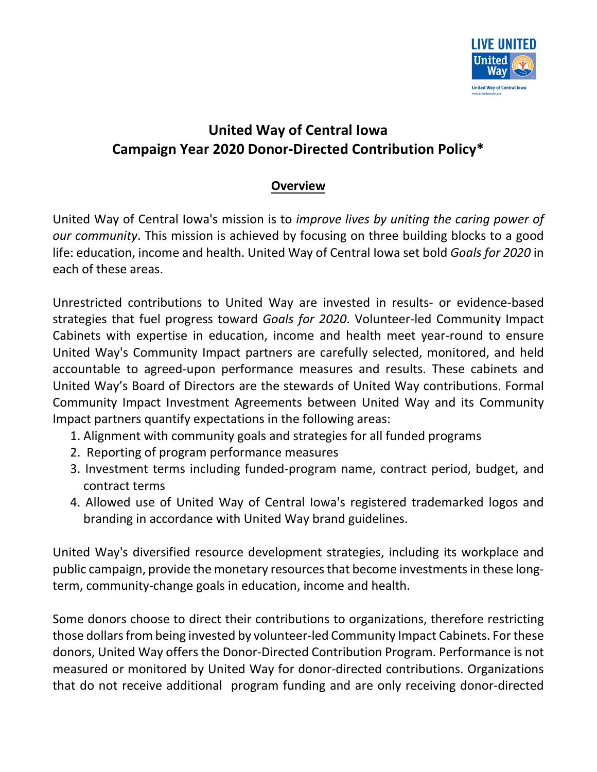# United Way of Central Iowa
# Campaign Year 2020 Donor-Directed Contribution Policy*

## Overview

United Way of Central Iowa's mission is to *improve lives by uniting the caring power of our community*. This mission is achieved by focusing on three building blocks to a good life: education, income and health. United Way of Central Iowa set bold *Goals for 2020* in each of these areas.

Unrestricted contributions to United Way are invested in results- or evidence-based strategies that fuel progress toward *Goals for 2020*. Volunteer-led Community Impact Cabinets with expertise in education, income and health meet year-round to ensure United Way's Community Impact partners are carefully selected, monitored, and held accountable to agreed-upon performance measures and results. These cabinets and United Way's Board of Directors are the stewards of United Way contributions. Formal Community Impact Investment Agreements between United Way and its Community Impact partners quantify expectations in the following areas:

1. Alignment with community goals and strategies for all funded programs
2. Reporting of program performance measures
3. Investment terms including funded-program name, contract period, budget, and contract terms
4. Allowed use of United Way of Central Iowa's registered trademarked logos and branding in accordance with United Way brand guidelines.

United Way's diversified resource development strategies, including its workplace and public campaign, provide the monetary resources that become investments in these long-term, community-change goals in education, income and health.

Some donors choose to direct their contributions to organizations, therefore restricting those dollars from being invested by volunteer-led Community Impact Cabinets. For these donors, United Way offers the Donor-Directed Contribution Program. Performance is not measured or monitored by United Way for donor-directed contributions. Organizations that do not receive additional program funding and are only receiving donor-directed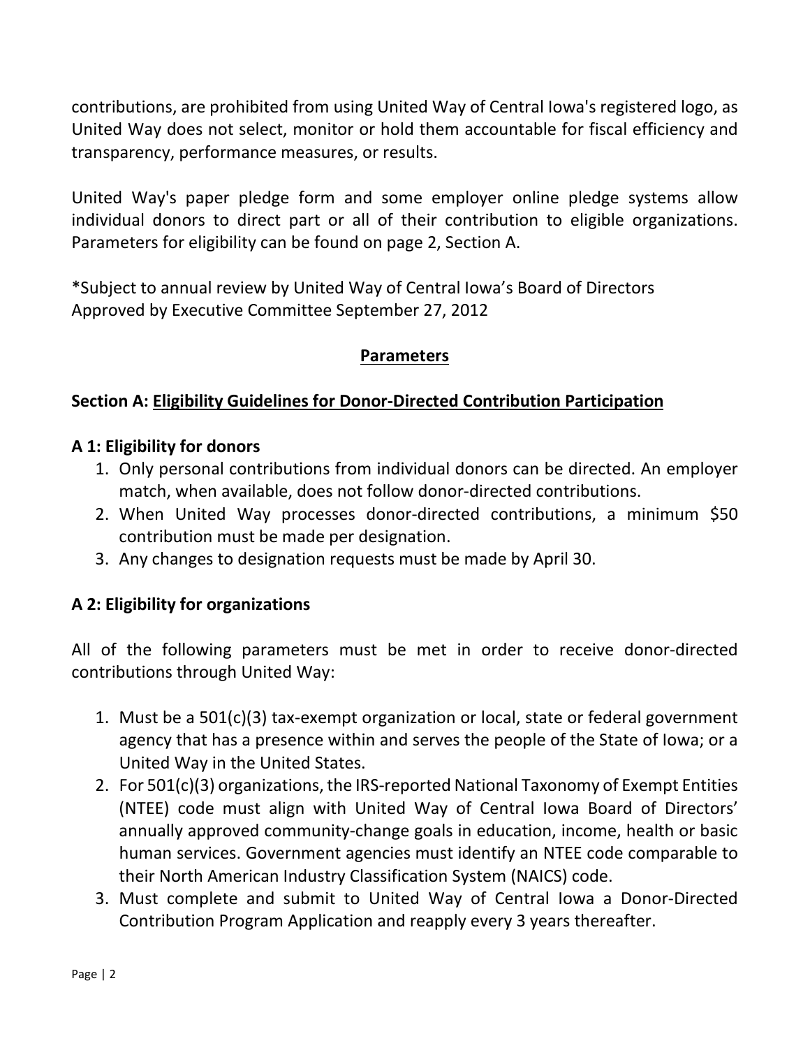contributions, are prohibited from using United Way of Central Iowa's registered logo, as United Way does not select, monitor or hold them accountable for fiscal efficiency and transparency, performance measures, or results.

United Way's paper pledge form and some employer online pledge systems allow individual donors to direct part or all of their contribution to eligible organizations. Parameters for eligibility can be found on page 2, Section A.

*Subject to annual review by United Way of Central Iowa's Board of Directors
Approved by Executive Committee September 27, 2012

## Parameters

### Section A: Eligibility Guidelines for Donor-Directed Contribution Participation

#### A 1: Eligibility for donors

1. Only personal contributions from individual donors can be directed. An employer match, when available, does not follow donor-directed contributions.
2. When United Way processes donor-directed contributions, a minimum $50 contribution must be made per designation.
3. Any changes to designation requests must be made by April 30.

#### A 2: Eligibility for organizations

All of the following parameters must be met in order to receive donor-directed contributions through United Way:

1. Must be a 501(c)(3) tax-exempt organization or local, state or federal government agency that has a presence within and serves the people of the State of Iowa; or a United Way in the United States.
2. For 501(c)(3) organizations, the IRS-reported National Taxonomy of Exempt Entities (NTEE) code must align with United Way of Central Iowa Board of Directors' annually approved community-change goals in education, income, health or basic human services. Government agencies must identify an NTEE code comparable to their North American Industry Classification System (NAICS) code.
3. Must complete and submit to United Way of Central Iowa a Donor-Directed Contribution Program Application and reapply every 3 years thereafter.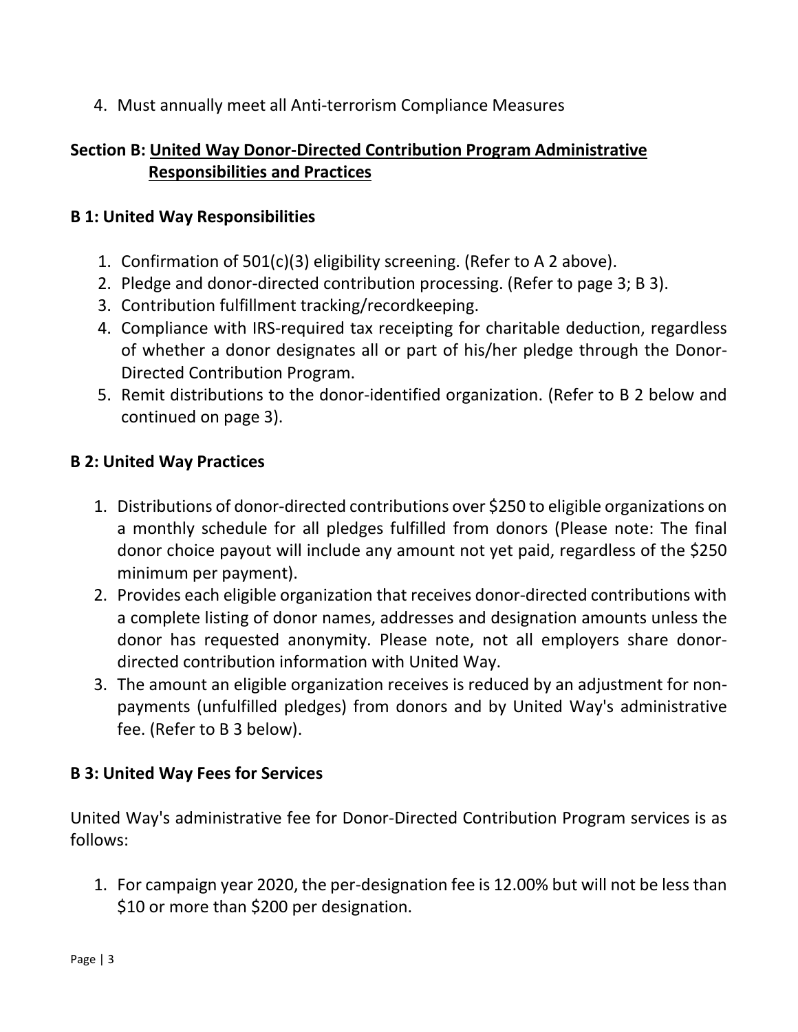4. Must annually meet all Anti-terrorism Compliance Measures

## Section B: United Way Donor-Directed Contribution Program Administrative Responsibilities and Practices

### B 1: United Way Responsibilities

1. Confirmation of 501(c)(3) eligibility screening. (Refer to A 2 above).
2. Pledge and donor-directed contribution processing. (Refer to page 3; B 3).
3. Contribution fulfillment tracking/recordkeeping.
4. Compliance with IRS-required tax receipting for charitable deduction, regardless of whether a donor designates all or part of his/her pledge through the Donor-Directed Contribution Program.
5. Remit distributions to the donor-identified organization. (Refer to B 2 below and continued on page 3).

### B 2: United Way Practices

1. Distributions of donor-directed contributions over $250 to eligible organizations on a monthly schedule for all pledges fulfilled from donors (Please note: The final donor choice payout will include any amount not yet paid, regardless of the $250 minimum per payment).
2. Provides each eligible organization that receives donor-directed contributions with a complete listing of donor names, addresses and designation amounts unless the donor has requested anonymity. Please note, not all employers share donor-directed contribution information with United Way.
3. The amount an eligible organization receives is reduced by an adjustment for non-payments (unfulfilled pledges) from donors and by United Way's administrative fee. (Refer to B 3 below).

### B 3: United Way Fees for Services

United Way's administrative fee for Donor-Directed Contribution Program services is as follows:

1. For campaign year 2020, the per-designation fee is 12.00% but will not be less than $10 or more than $200 per designation.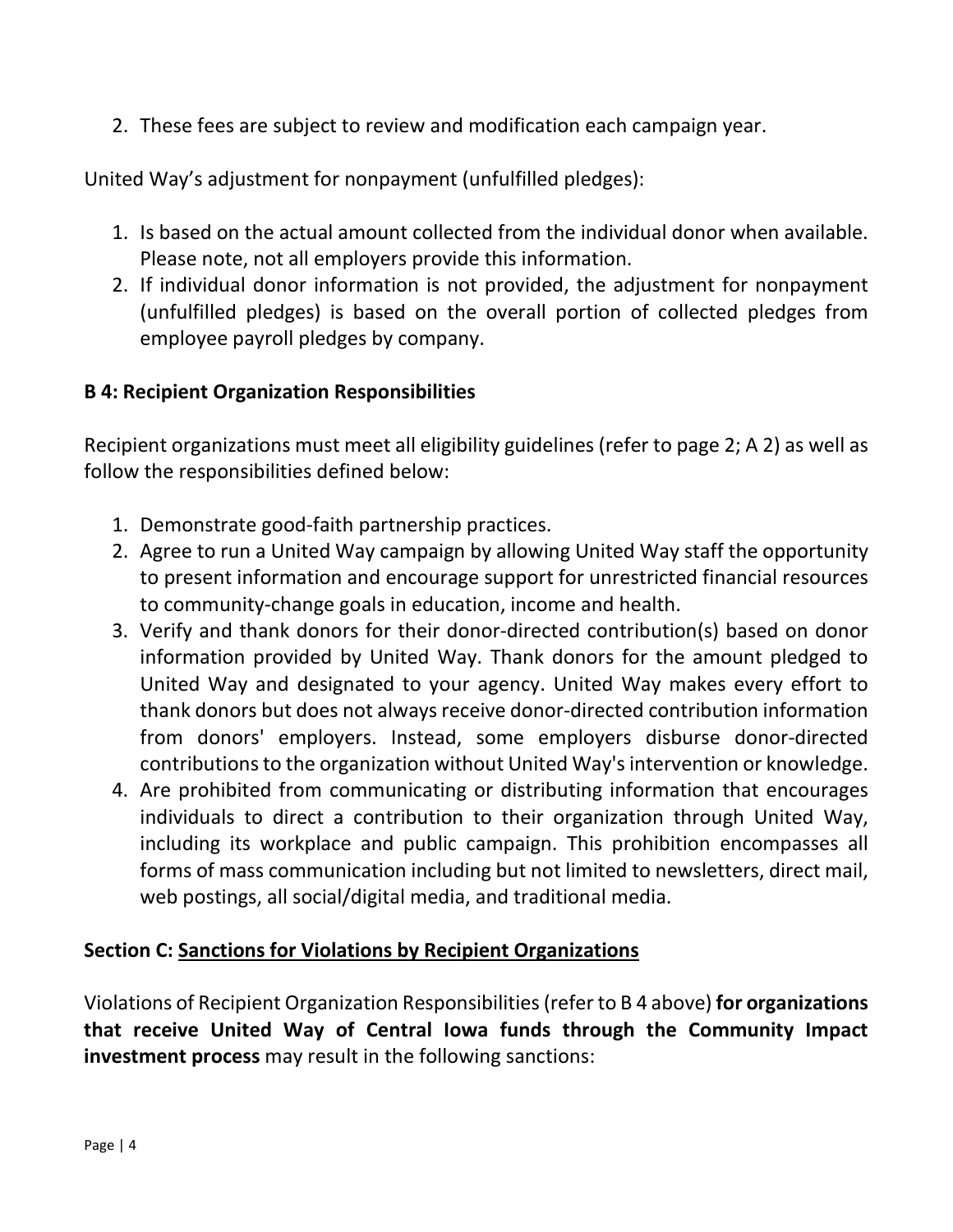2. These fees are subject to review and modification each campaign year.

United Way's adjustment for nonpayment (unfulfilled pledges):

1. Is based on the actual amount collected from the individual donor when available. Please note, not all employers provide this information.
2. If individual donor information is not provided, the adjustment for nonpayment (unfulfilled pledges) is based on the overall portion of collected pledges from employee payroll pledges by company.

### B 4: Recipient Organization Responsibilities

Recipient organizations must meet all eligibility guidelines (refer to page 2; A 2) as well as follow the responsibilities defined below:

1. Demonstrate good-faith partnership practices.
2. Agree to run a United Way campaign by allowing United Way staff the opportunity to present information and encourage support for unrestricted financial resources to community-change goals in education, income and health.
3. Verify and thank donors for their donor-directed contribution(s) based on donor information provided by United Way. Thank donors for the amount pledged to United Way and designated to your agency. United Way makes every effort to thank donors but does not always receive donor-directed contribution information from donors' employers. Instead, some employers disburse donor-directed contributions to the organization without United Way's intervention or knowledge.
4. Are prohibited from communicating or distributing information that encourages individuals to direct a contribution to their organization through United Way, including its workplace and public campaign. This prohibition encompasses all forms of mass communication including but not limited to newsletters, direct mail, web postings, all social/digital media, and traditional media.

### Section C: Sanctions for Violations by Recipient Organizations

Violations of Recipient Organization Responsibilities (refer to B 4 above) **for organizations that receive United Way of Central Iowa funds through the Community Impact investment process** may result in the following sanctions: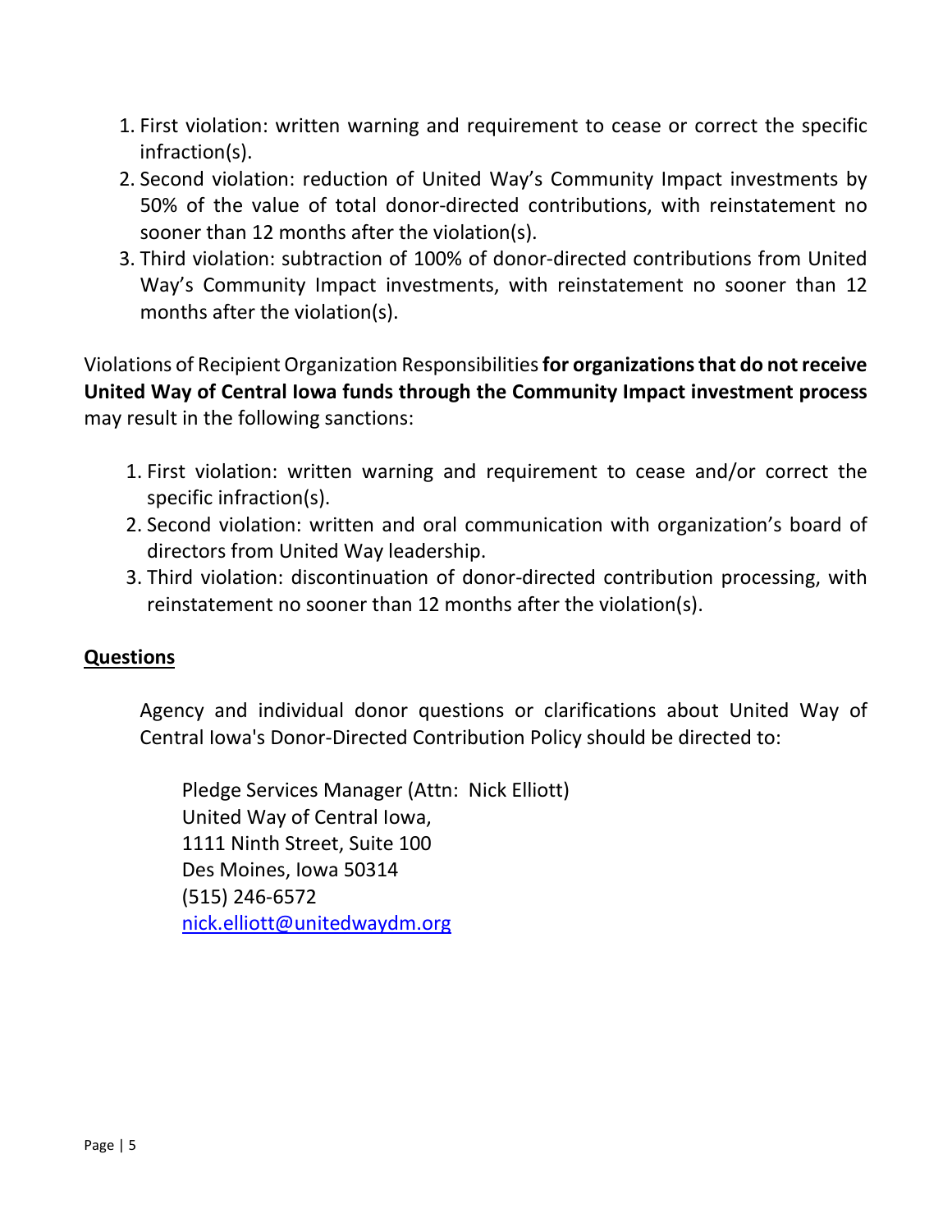1. First violation: written warning and requirement to cease or correct the specific infraction(s).
2. Second violation: reduction of United Way's Community Impact investments by 50% of the value of total donor-directed contributions, with reinstatement no sooner than 12 months after the violation(s).
3. Third violation: subtraction of 100% of donor-directed contributions from United Way's Community Impact investments, with reinstatement no sooner than 12 months after the violation(s).

Violations of Recipient Organization Responsibilities **for organizations that do not receive United Way of Central Iowa funds through the Community Impact investment process** may result in the following sanctions:

1. First violation: written warning and requirement to cease and/or correct the specific infraction(s).
2. Second violation: written and oral communication with organization's board of directors from United Way leadership.
3. Third violation: discontinuation of donor-directed contribution processing, with reinstatement no sooner than 12 months after the violation(s).

## Questions

Agency and individual donor questions or clarifications about United Way of Central Iowa's Donor-Directed Contribution Policy should be directed to:

Pledge Services Manager (Attn: Nick Elliott)
United Way of Central Iowa,
1111 Ninth Street, Suite 100
Des Moines, Iowa 50314
(515) 246-6572
nick.elliott@unitedwaydm.org